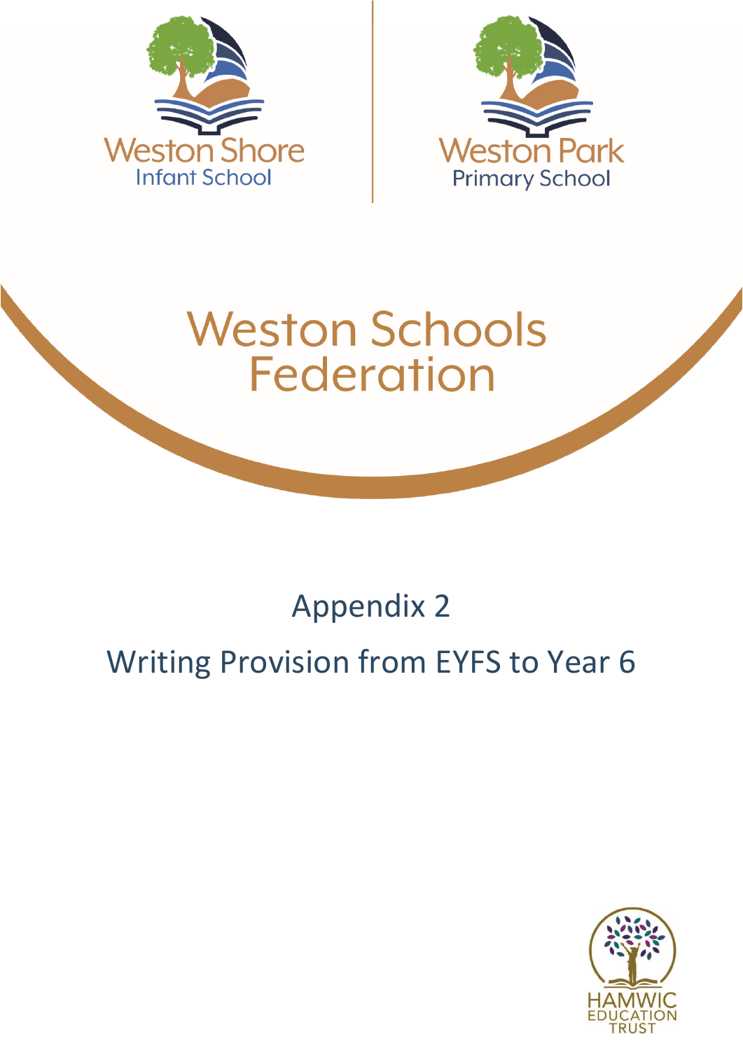Weston Shore
Infant School

Weston Park
Primary School

# Weston Schools Federation

## Appendix 2

## Writing Provision from EYFS to Year 6

HAMWIC
EDUCATION
TRUST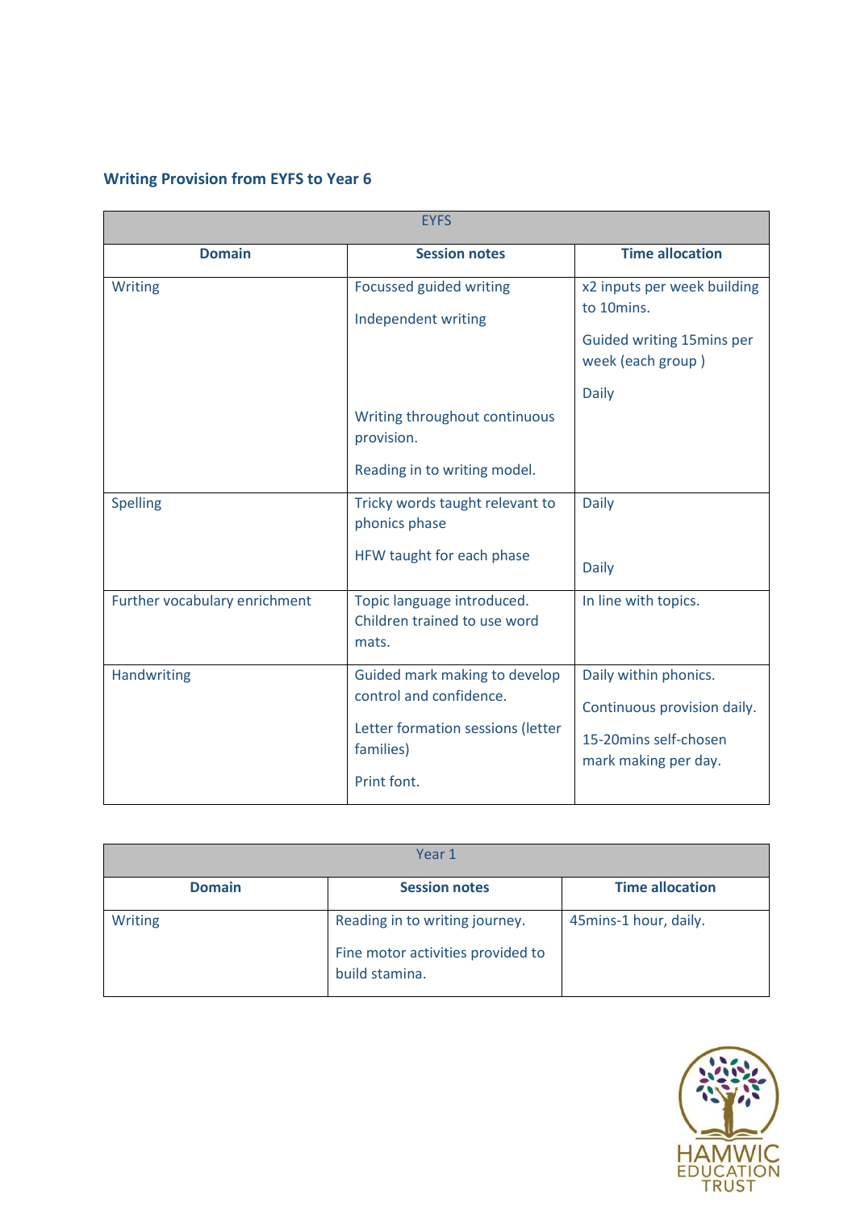## Writing Provision from EYFS to Year 6

| EYFS | | |
|---|---|---|
| **Domain** | **Session notes** | **Time allocation** |
| Writing | Focussed guided writing<br><br>Independent writing<br><br>Writing throughout continuous provision.<br><br>Reading in to writing model. | x2 inputs per week building to 10mins.<br><br>Guided writing 15mins per week (each group )<br><br>Daily |
| Spelling | Tricky words taught relevant to phonics phase<br><br>HFW taught for each phase | Daily<br><br>Daily |
| Further vocabulary enrichment | Topic language introduced. Children trained to use word mats. | In line with topics. |
| Handwriting | Guided mark making to develop control and confidence.<br><br>Letter formation sessions (letter families)<br><br>Print font. | Daily within phonics.<br><br>Continuous provision daily.<br><br>15-20mins self-chosen mark making per day. |

| Year 1 | | |
|---|---|---|
| **Domain** | **Session notes** | **Time allocation** |
| Writing | Reading in to writing journey.<br><br>Fine motor activities provided to build stamina. | 45mins-1 hour, daily. |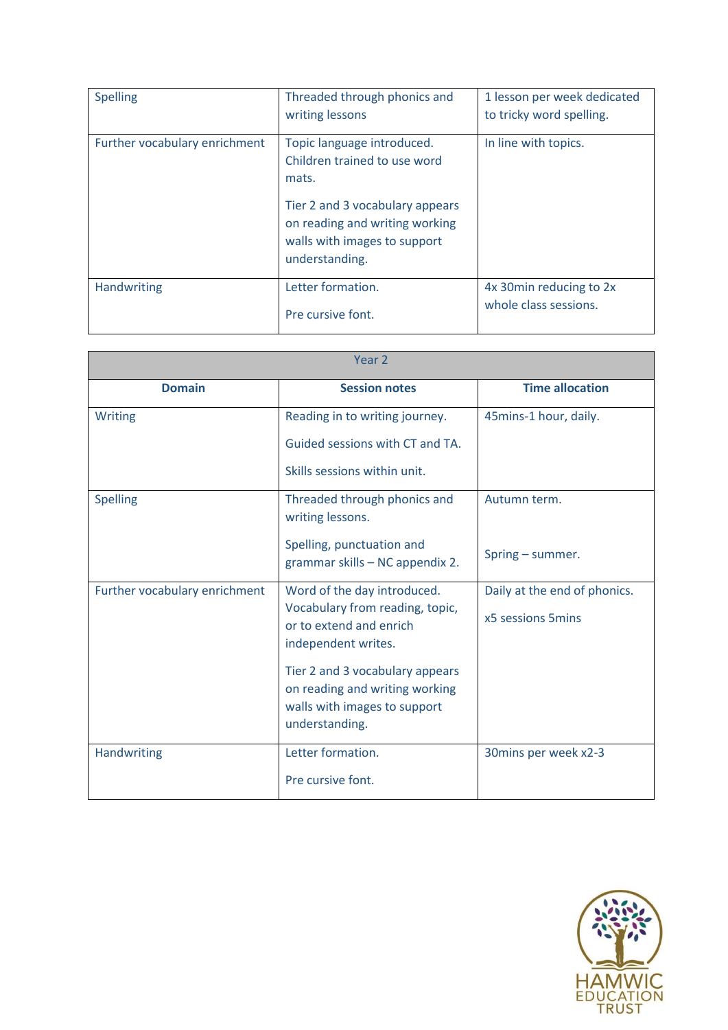| | | |
|---|---|---|
| Spelling | Threaded through phonics and writing lessons | 1 lesson per week dedicated to tricky word spelling. |
| Further vocabulary enrichment | Topic language introduced. Children trained to use word mats.<br><br>Tier 2 and 3 vocabulary appears on reading and writing working walls with images to support understanding. | In line with topics. |
| Handwriting | Letter formation.<br><br>Pre cursive font. | 4x 30min reducing to 2x whole class sessions. |

| Year 2 | | |
|---|---|---|
| **Domain** | **Session notes** | **Time allocation** |
| Writing | Reading in to writing journey.<br><br>Guided sessions with CT and TA.<br><br>Skills sessions within unit. | 45mins-1 hour, daily. |
| Spelling | Threaded through phonics and writing lessons.<br><br>Spelling, punctuation and grammar skills – NC appendix 2. | Autumn term.<br><br>Spring – summer. |
| Further vocabulary enrichment | Word of the day introduced. Vocabulary from reading, topic, or to extend and enrich independent writes.<br><br>Tier 2 and 3 vocabulary appears on reading and writing working walls with images to support understanding. | Daily at the end of phonics.<br><br>x5 sessions 5mins |
| Handwriting | Letter formation.<br><br>Pre cursive font. | 30mins per week x2-3 |

HAMWIC EDUCATION TRUST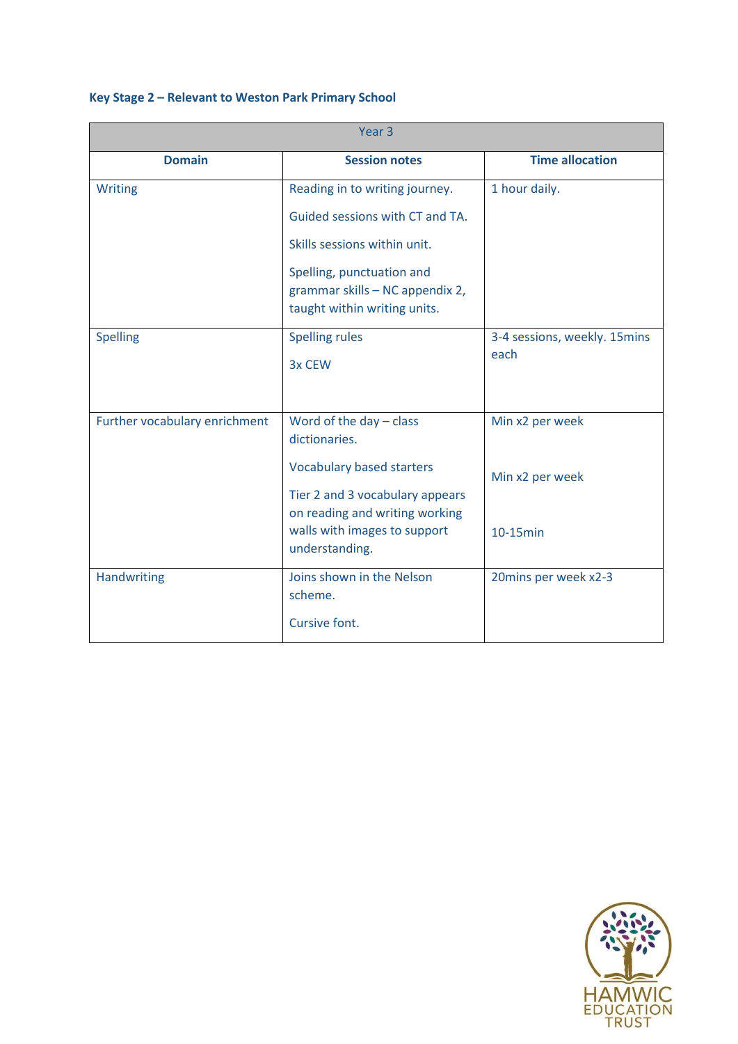**Key Stage 2 – Relevant to Weston Park Primary School**

| Year 3 | | |
|---|---|---|
| **Domain** | **Session notes** | **Time allocation** |
| Writing | Reading in to writing journey.<br><br>Guided sessions with CT and TA.<br><br>Skills sessions within unit.<br><br>Spelling, punctuation and grammar skills – NC appendix 2, taught within writing units. | 1 hour daily. |
| Spelling | Spelling rules<br><br>3x CEW | 3-4 sessions, weekly. 15mins each |
| Further vocabulary enrichment | Word of the day – class dictionaries.<br><br>Vocabulary based starters<br><br>Tier 2 and 3 vocabulary appears on reading and writing working walls with images to support understanding. | Min x2 per week<br><br>Min x2 per week<br><br>10-15min |
| Handwriting | Joins shown in the Nelson scheme.<br><br>Cursive font. | 20mins per week x2-3 |

HAMWIC EDUCATION TRUST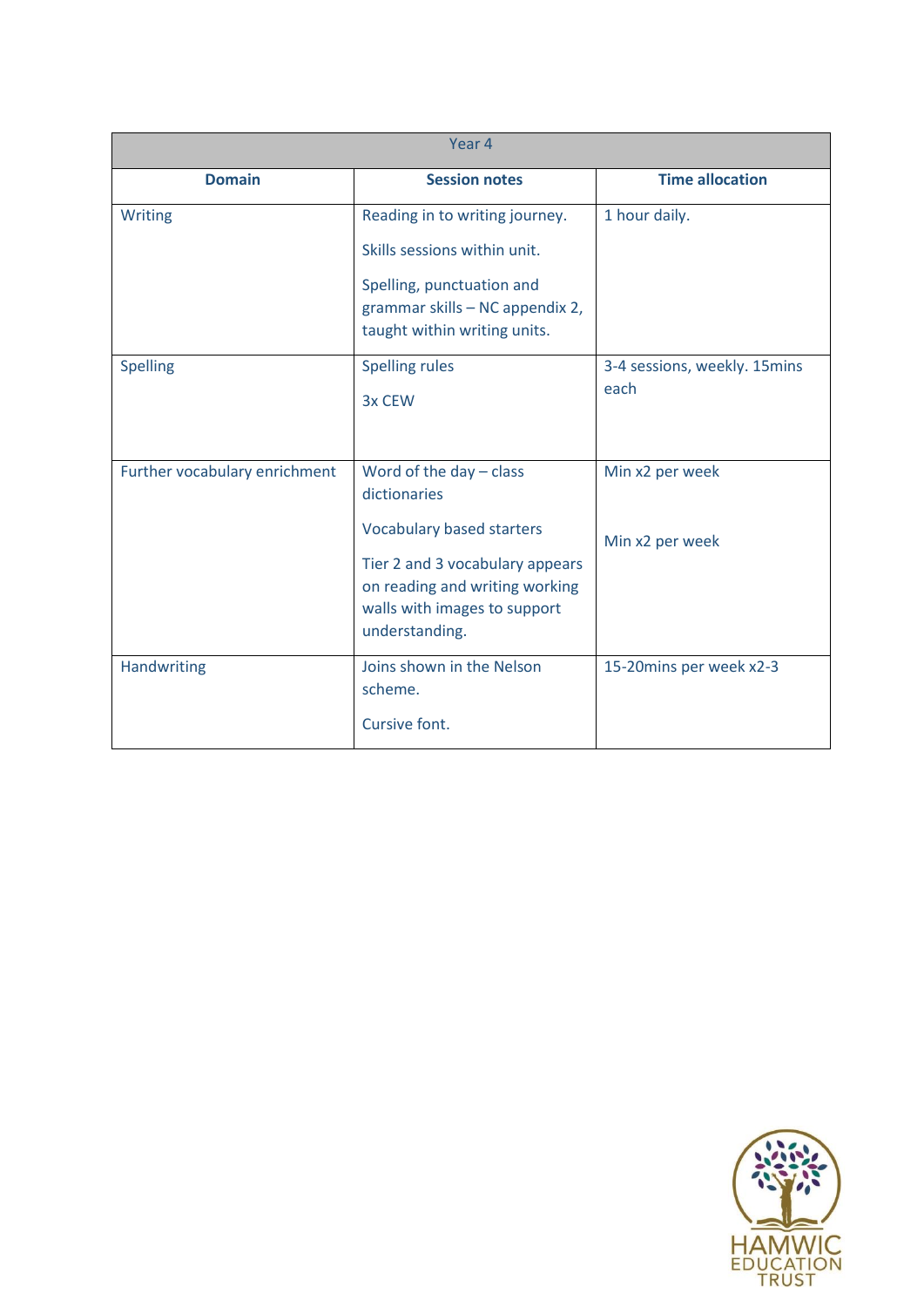| Year 4 | | |
|---|---|---|
| **Domain** | **Session notes** | **Time allocation** |
| Writing | Reading in to writing journey.<br><br>Skills sessions within unit.<br><br>Spelling, punctuation and grammar skills – NC appendix 2, taught within writing units. | 1 hour daily. |
| Spelling | Spelling rules<br><br>3x CEW | 3-4 sessions, weekly. 15mins each |
| Further vocabulary enrichment | Word of the day – class dictionaries<br><br>Vocabulary based starters<br><br>Tier 2 and 3 vocabulary appears on reading and writing working walls with images to support understanding. | Min x2 per week<br><br>Min x2 per week |
| Handwriting | Joins shown in the Nelson scheme.<br><br>Cursive font. | 15-20mins per week x2-3 |

HAMWIC EDUCATION TRUST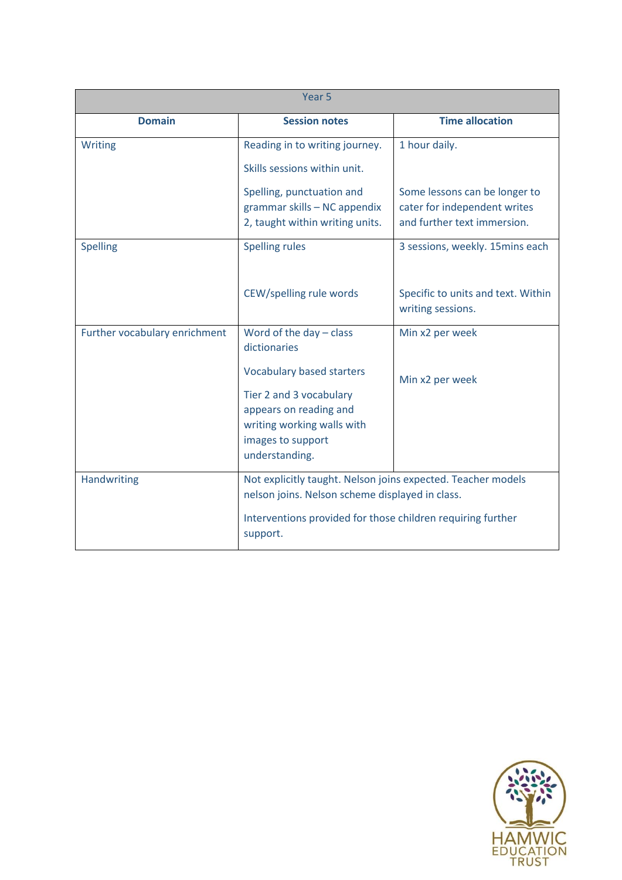| Year 5 | | |
|---|---|---|
| **Domain** | **Session notes** | **Time allocation** |
| Writing | Reading in to writing journey.<br><br>Skills sessions within unit.<br><br>Spelling, punctuation and grammar skills – NC appendix 2, taught within writing units. | 1 hour daily.<br><br>Some lessons can be longer to cater for independent writes and further text immersion. |
| Spelling | Spelling rules<br><br>CEW/spelling rule words | 3 sessions, weekly. 15mins each<br><br>Specific to units and text. Within writing sessions. |
| Further vocabulary enrichment | Word of the day – class dictionaries<br><br>Vocabulary based starters<br><br>Tier 2 and 3 vocabulary appears on reading and writing working walls with images to support understanding. | Min x2 per week<br><br>Min x2 per week |
| Handwriting | Not explicitly taught. Nelson joins expected. Teacher models nelson joins. Nelson scheme displayed in class.<br><br>Interventions provided for those children requiring further support. | |

HAMWIC EDUCATION TRUST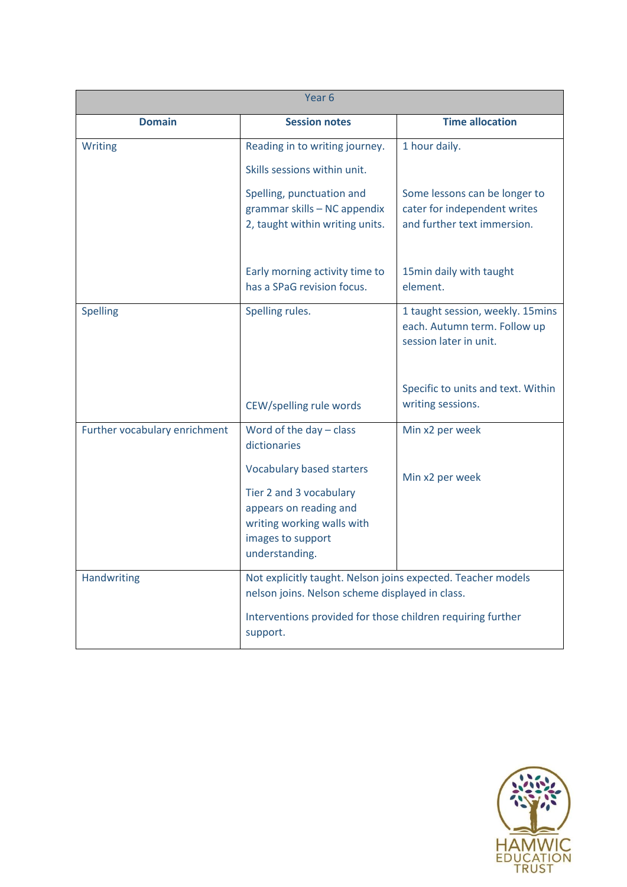| Year 6 | | |
|---|---|---|
| **Domain** | **Session notes** | **Time allocation** |
| Writing | Reading in to writing journey.<br><br>Skills sessions within unit.<br><br>Spelling, punctuation and grammar skills – NC appendix 2, taught within writing units.<br><br>Early morning activity time to has a SPaG revision focus. | 1 hour daily.<br><br>Some lessons can be longer to cater for independent writes and further text immersion.<br><br>15min daily with taught element. |
| Spelling | Spelling rules.<br><br>CEW/spelling rule words | 1 taught session, weekly. 15mins each. Autumn term. Follow up session later in unit.<br><br>Specific to units and text. Within writing sessions. |
| Further vocabulary enrichment | Word of the day – class dictionaries<br><br>Vocabulary based starters<br><br>Tier 2 and 3 vocabulary appears on reading and writing working walls with images to support understanding. | Min x2 per week<br><br>Min x2 per week |
| Handwriting | Not explicitly taught. Nelson joins expected. Teacher models nelson joins. Nelson scheme displayed in class.<br><br>Interventions provided for those children requiring further support. | |

HAMWIC EDUCATION TRUST